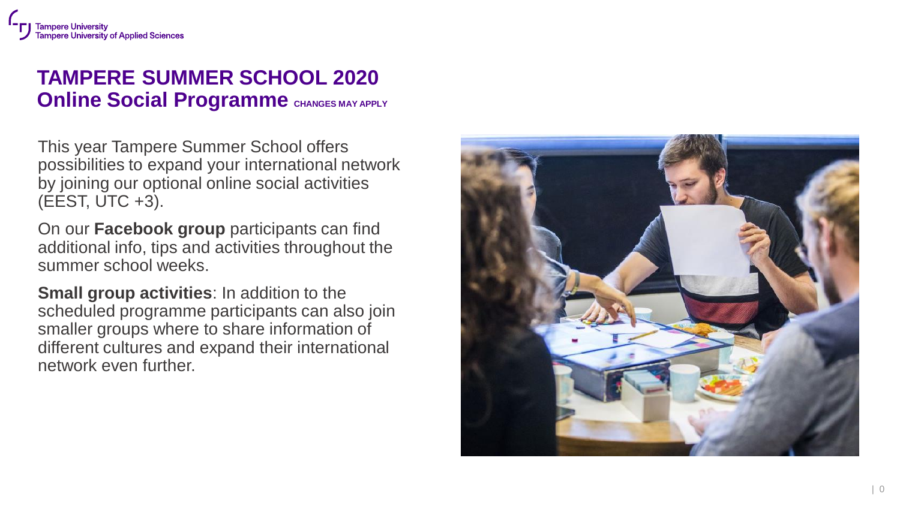# TAMPERE SUMMER SCHOOL 2020
## Online Social Programme CHANGES MAY APPLY

This year Tampere Summer School offers possibilities to expand your international network by joining our optional online social activities (EEST, UTC +3).

On our **Facebook group** participants can find additional info, tips and activities throughout the summer school weeks.

**Small group activities**: In addition to the scheduled programme participants can also join smaller groups where to share information of different cultures and expand their international network even further.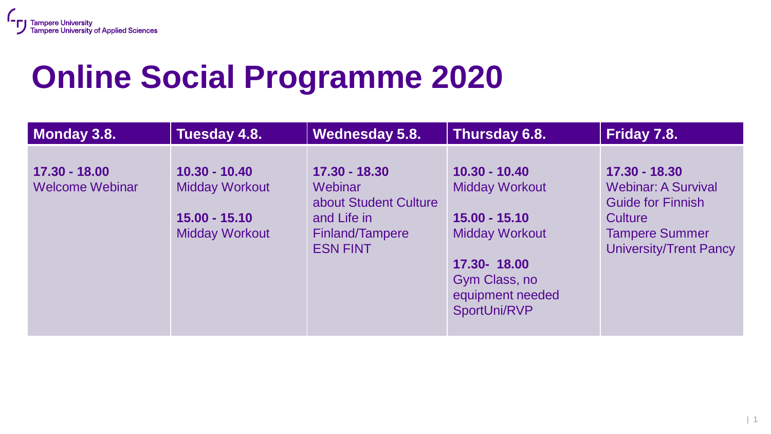# Online Social Programme 2020

| Monday 3.8. | Tuesday 4.8. | Wednesday 5.8. | Thursday 6.8. | Friday 7.8. |
| --- | --- | --- | --- | --- |
| **17.30 - 18.00**<br>Welcome Webinar | **10.30 - 10.40**<br>Midday Workout<br><br>**15.00 - 15.10**<br>Midday Workout | **17.30 - 18.30**<br>Webinar about Student Culture and Life in Finland/Tampere<br>ESN FINT | **10.30 - 10.40**<br>Midday Workout<br><br>**15.00 - 15.10**<br>Midday Workout<br><br>**17.30- 18.00**<br>Gym Class, no equipment needed<br>SportUni/RVP | **17.30 - 18.30**<br>Webinar: A Survival Guide for Finnish Culture<br>Tampere Summer University/Trent Pancy |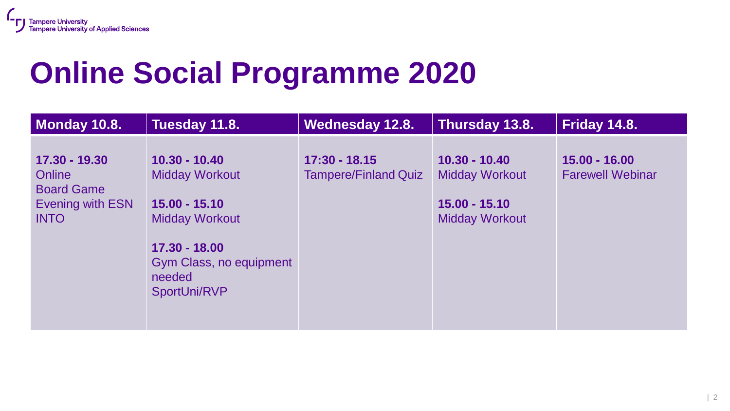# Online Social Programme 2020

| Monday 10.8. | Tuesday 11.8. | Wednesday 12.8. | Thursday 13.8. | Friday 14.8. |
|---|---|---|---|---|
| **17.30 - 19.30**<br>Online Board Game Evening with ESN INTO | **10.30 - 10.40**<br>Midday Workout<br><br>**15.00 - 15.10**<br>Midday Workout<br><br>**17.30 - 18.00**<br>Gym Class, no equipment needed<br>SportUni/RVP | **17:30 - 18.15**<br>Tampere/Finland Quiz | **10.30 - 10.40**<br>Midday Workout<br><br>**15.00 - 15.10**<br>Midday Workout | **15.00 - 16.00**<br>Farewell Webinar |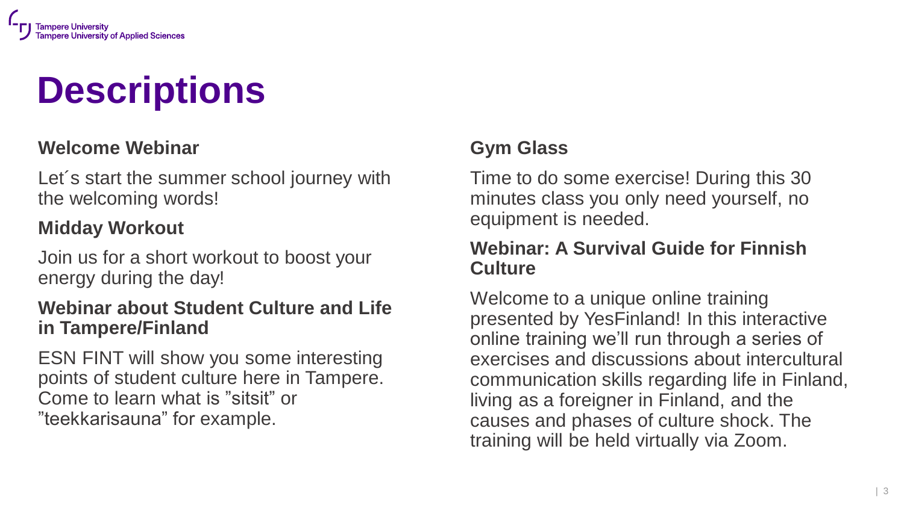# Descriptions

### Welcome Webinar

Let´s start the summer school journey with the welcoming words!

### Midday Workout

Join us for a short workout to boost your energy during the day!

### Webinar about Student Culture and Life in Tampere/Finland

ESN FINT will show you some interesting points of student culture here in Tampere. Come to learn what is ”sitsit” or ”teekkarisauna” for example.

### Gym Glass

Time to do some exercise! During this 30 minutes class you only need yourself, no equipment is needed.

### Webinar: A Survival Guide for Finnish Culture

Welcome to a unique online training presented by YesFinland! In this interactive online training we'll run through a series of exercises and discussions about intercultural communication skills regarding life in Finland, living as a foreigner in Finland, and the causes and phases of culture shock. The training will be held virtually via Zoom.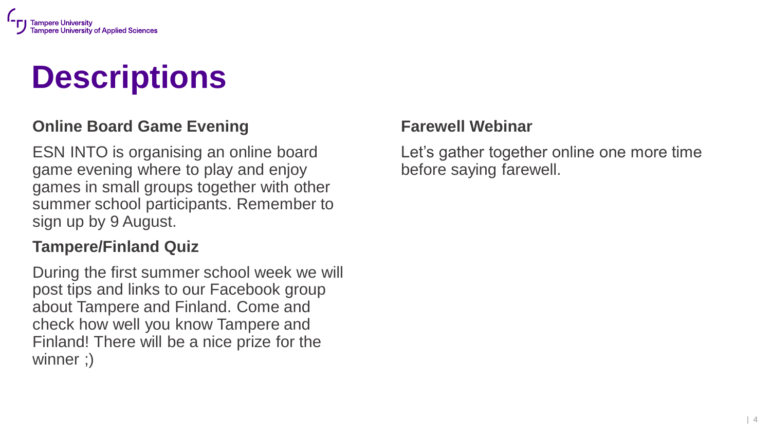# Descriptions

### Online Board Game Evening

ESN INTO is organising an online board game evening where to play and enjoy games in small groups together with other summer school participants. Remember to sign up by 9 August.

### Tampere/Finland Quiz

During the first summer school week we will post tips and links to our Facebook group about Tampere and Finland. Come and check how well you know Tampere and Finland! There will be a nice prize for the winner ;)

### Farewell Webinar

Let's gather together online one more time before saying farewell.